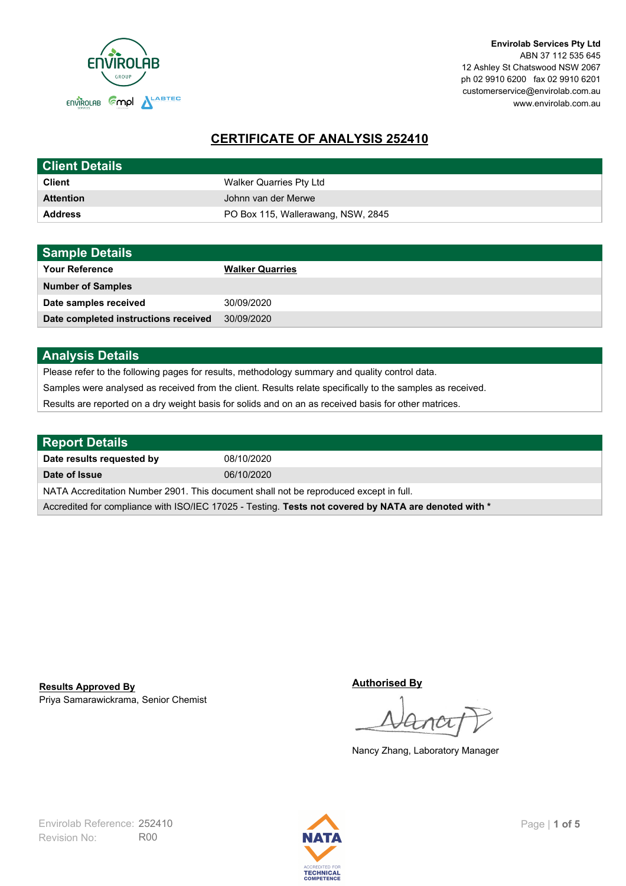**Envirolab Services Pty Ltd**
ABN 37 112 535 645
12 Ashley St Chatswood NSW 2067
ph 02 9910 6200 fax 02 9910 6201
customerservice@envirolab.com.au
www.envirolab.com.au

# CERTIFICATE OF ANALYSIS 252410

| Client Details | |
|---|---|
| **Client** | Walker Quarries Pty Ltd |
| **Attention** | Johnn van der Merwe |
| **Address** | PO Box 115, Wallerawang, NSW, 2845 |

| Sample Details | |
|---|---|
| **Your Reference** | **Walker Quarries** |
| **Number of Samples** | |
| **Date samples received** | 30/09/2020 |
| **Date completed instructions received** | 30/09/2020 |

## Analysis Details

Please refer to the following pages for results, methodology summary and quality control data.

Samples were analysed as received from the client. Results relate specifically to the samples as received.

Results are reported on a dry weight basis for solids and on an as received basis for other matrices.

| Report Details | |
|---|---|
| **Date results requested by** | 08/10/2020 |
| **Date of Issue** | 06/10/2020 |

NATA Accreditation Number 2901. This document shall not be reproduced except in full.

Accredited for compliance with ISO/IEC 17025 - Testing. **Tests not covered by NATA are denoted with ***

**Results Approved By**
Priya Samarawickrama, Senior Chemist

**Authorised By**
Nancy Zhang, Laboratory Manager

Envirolab Reference: 252410
Revision No: R00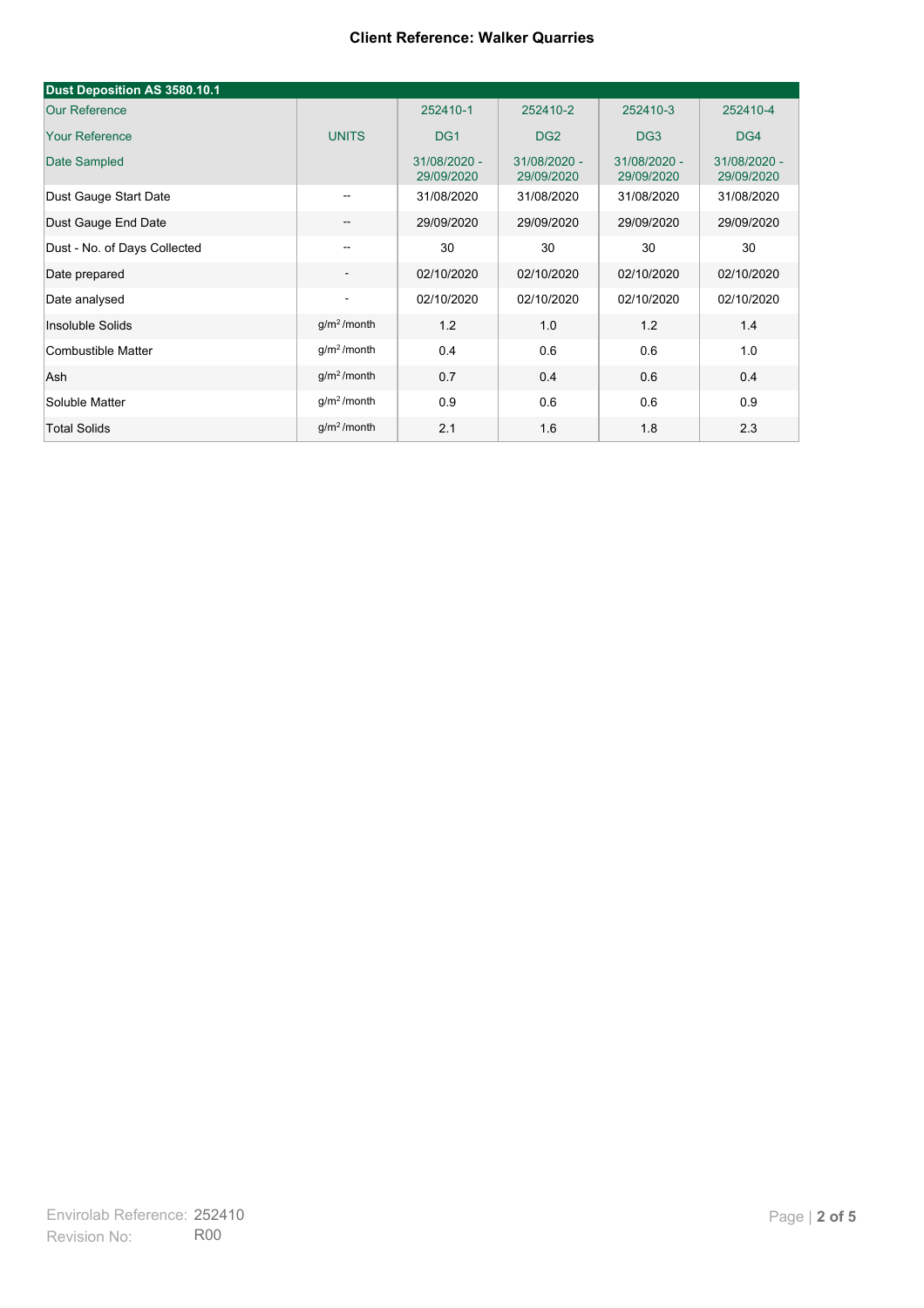**Client Reference: Walker Quarries**

| Dust Deposition AS 3580.10.1 | | | | | |
|---|---|---|---|---|---|
| Our Reference | | 252410-1 | 252410-2 | 252410-3 | 252410-4 |
| Your Reference | UNITS | DG1 | DG2 | DG3 | DG4 |
| Date Sampled | | 31/08/2020 - 29/09/2020 | 31/08/2020 - 29/09/2020 | 31/08/2020 - 29/09/2020 | 31/08/2020 - 29/09/2020 |
| Dust Gauge Start Date | -- | 31/08/2020 | 31/08/2020 | 31/08/2020 | 31/08/2020 |
| Dust Gauge End Date | -- | 29/09/2020 | 29/09/2020 | 29/09/2020 | 29/09/2020 |
| Dust - No. of Days Collected | -- | 30 | 30 | 30 | 30 |
| Date prepared | - | 02/10/2020 | 02/10/2020 | 02/10/2020 | 02/10/2020 |
| Date analysed | - | 02/10/2020 | 02/10/2020 | 02/10/2020 | 02/10/2020 |
| Insoluble Solids | $g/m^2$/month | 1.2 | 1.0 | 1.2 | 1.4 |
| Combustible Matter | $g/m^2$/month | 0.4 | 0.6 | 0.6 | 1.0 |
| Ash | $g/m^2$/month | 0.7 | 0.4 | 0.6 | 0.4 |
| Soluble Matter | $g/m^2$/month | 0.9 | 0.6 | 0.6 | 0.9 |
| Total Solids | $g/m^2$/month | 2.1 | 1.6 | 1.8 | 2.3 |

Envirolab Reference: 252410
Revision No: R00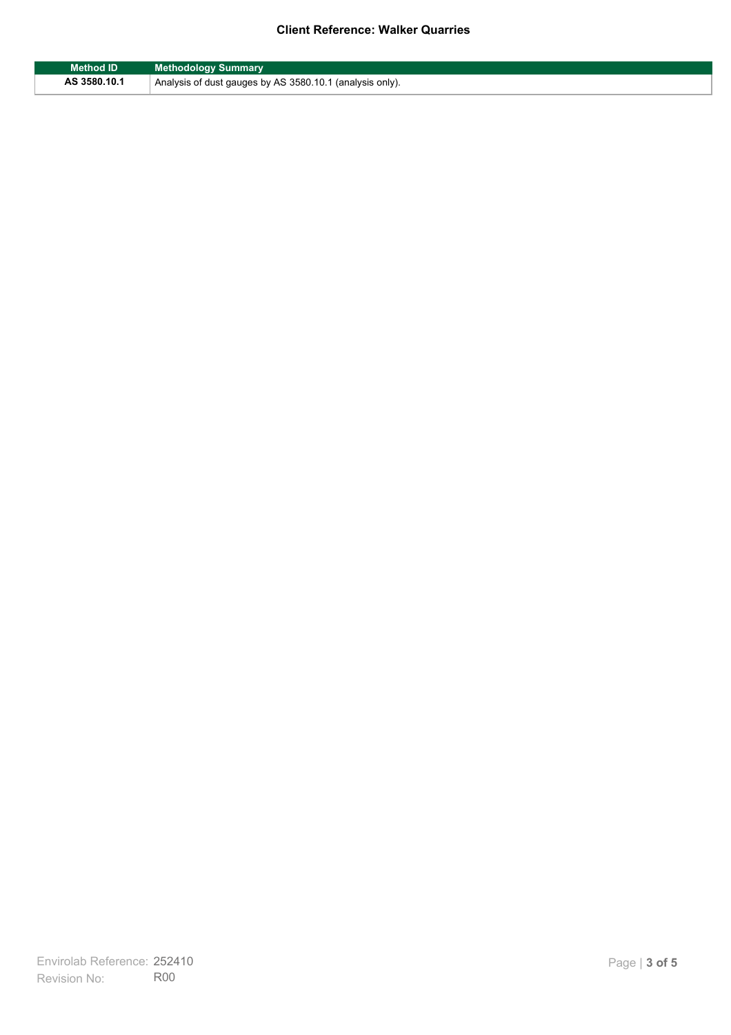| Method ID | Methodology Summary |
| --- | --- |
| **AS 3580.10.1** | Analysis of dust gauges by AS 3580.10.1 (analysis only). |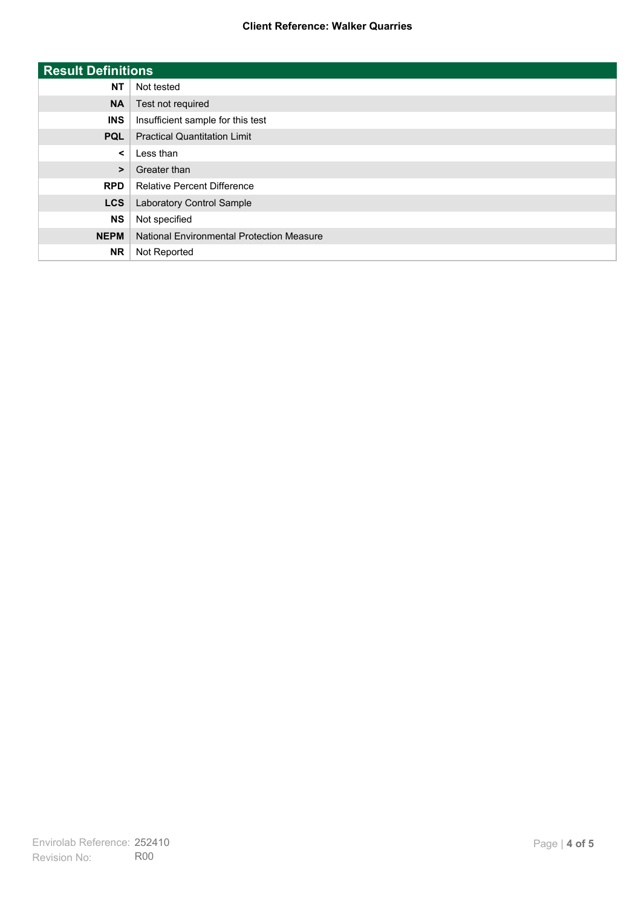| Result Definitions | |
|---|---|
| NT | Not tested |
| NA | Test not required |
| INS | Insufficient sample for this test |
| PQL | Practical Quantitation Limit |
| < | Less than |
| > | Greater than |
| RPD | Relative Percent Difference |
| LCS | Laboratory Control Sample |
| NS | Not specified |
| NEPM | National Environmental Protection Measure |
| NR | Not Reported |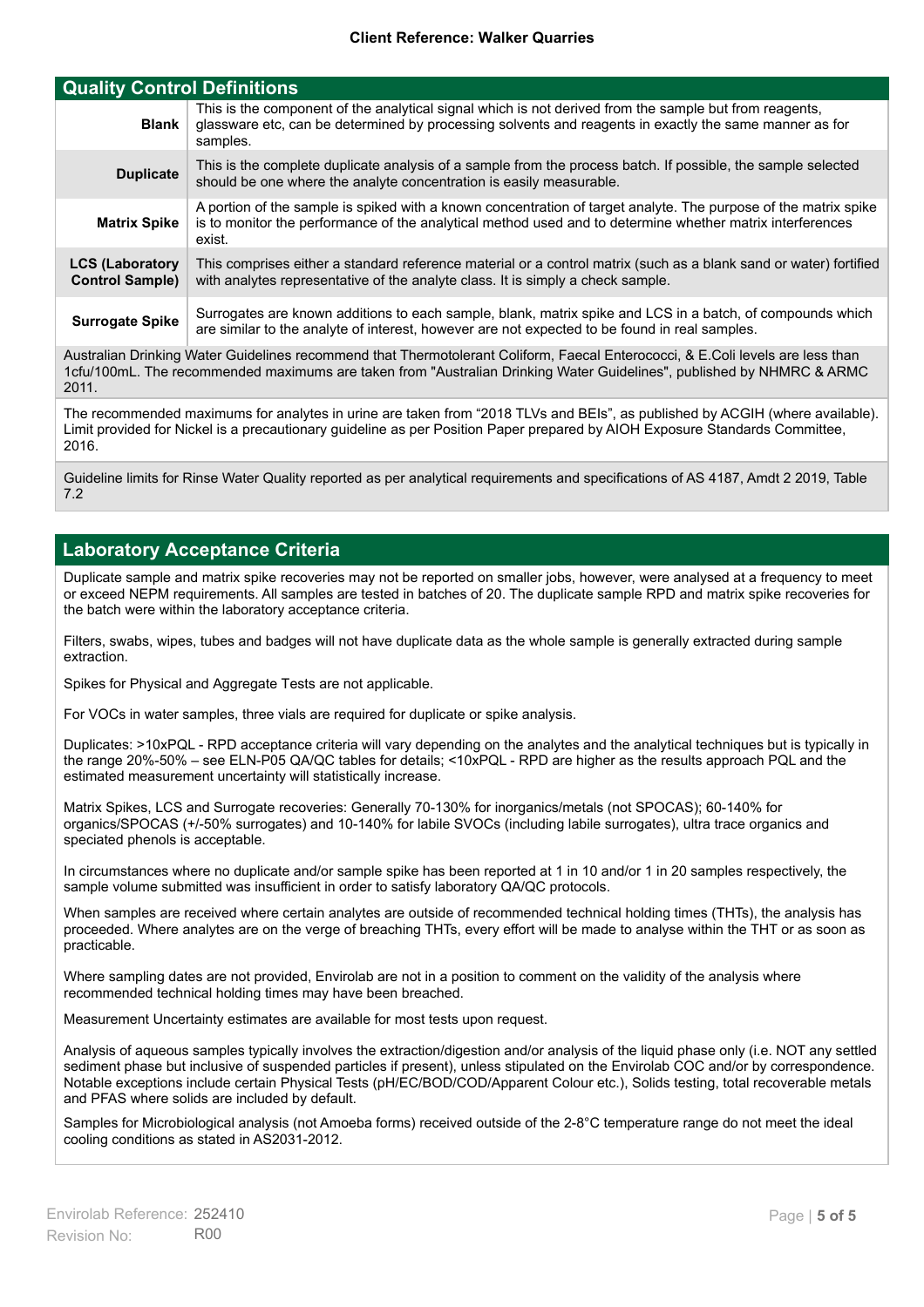## Quality Control Definitions

| | |
|---|---|
| **Blank** | This is the component of the analytical signal which is not derived from the sample but from reagents, glassware etc, can be determined by processing solvents and reagents in exactly the same manner as for samples. |
| **Duplicate** | This is the complete duplicate analysis of a sample from the process batch. If possible, the sample selected should be one where the analyte concentration is easily measurable. |
| **Matrix Spike** | A portion of the sample is spiked with a known concentration of target analyte. The purpose of the matrix spike is to monitor the performance of the analytical method used and to determine whether matrix interferences exist. |
| **LCS (Laboratory Control Sample)** | This comprises either a standard reference material or a control matrix (such as a blank sand or water) fortified with analytes representative of the analyte class. It is simply a check sample. |
| **Surrogate Spike** | Surrogates are known additions to each sample, blank, matrix spike and LCS in a batch, of compounds which are similar to the analyte of interest, however are not expected to be found in real samples. |

Australian Drinking Water Guidelines recommend that Thermotolerant Coliform, Faecal Enterococci, & E.Coli levels are less than 1cfu/100mL. The recommended maximums are taken from "Australian Drinking Water Guidelines", published by NHMRC & ARMC 2011.

The recommended maximums for analytes in urine are taken from “2018 TLVs and BEIs”, as published by ACGIH (where available). Limit provided for Nickel is a precautionary guideline as per Position Paper prepared by AIOH Exposure Standards Committee, 2016.

Guideline limits for Rinse Water Quality reported as per analytical requirements and specifications of AS 4187, Amdt 2 2019, Table 7.2

## Laboratory Acceptance Criteria

Duplicate sample and matrix spike recoveries may not be reported on smaller jobs, however, were analysed at a frequency to meet or exceed NEPM requirements. All samples are tested in batches of 20. The duplicate sample RPD and matrix spike recoveries for the batch were within the laboratory acceptance criteria.

Filters, swabs, wipes, tubes and badges will not have duplicate data as the whole sample is generally extracted during sample extraction.

Spikes for Physical and Aggregate Tests are not applicable.

For VOCs in water samples, three vials are required for duplicate or spike analysis.

Duplicates: >10xPQL - RPD acceptance criteria will vary depending on the analytes and the analytical techniques but is typically in the range 20%-50% – see ELN-P05 QA/QC tables for details; <10xPQL - RPD are higher as the results approach PQL and the estimated measurement uncertainty will statistically increase.

Matrix Spikes, LCS and Surrogate recoveries: Generally 70-130% for inorganics/metals (not SPOCAS); 60-140% for organics/SPOCAS (+/-50% surrogates) and 10-140% for labile SVOCs (including labile surrogates), ultra trace organics and speciated phenols is acceptable.

In circumstances where no duplicate and/or sample spike has been reported at 1 in 10 and/or 1 in 20 samples respectively, the sample volume submitted was insufficient in order to satisfy laboratory QA/QC protocols.

When samples are received where certain analytes are outside of recommended technical holding times (THTs), the analysis has proceeded. Where analytes are on the verge of breaching THTs, every effort will be made to analyse within the THT or as soon as practicable.

Where sampling dates are not provided, Envirolab are not in a position to comment on the validity of the analysis where recommended technical holding times may have been breached.

Measurement Uncertainty estimates are available for most tests upon request.

Analysis of aqueous samples typically involves the extraction/digestion and/or analysis of the liquid phase only (i.e. NOT any settled sediment phase but inclusive of suspended particles if present), unless stipulated on the Envirolab COC and/or by correspondence. Notable exceptions include certain Physical Tests (pH/EC/BOD/COD/Apparent Colour etc.), Solids testing, total recoverable metals and PFAS where solids are included by default.

Samples for Microbiological analysis (not Amoeba forms) received outside of the 2-8°C temperature range do not meet the ideal cooling conditions as stated in AS2031-2012.